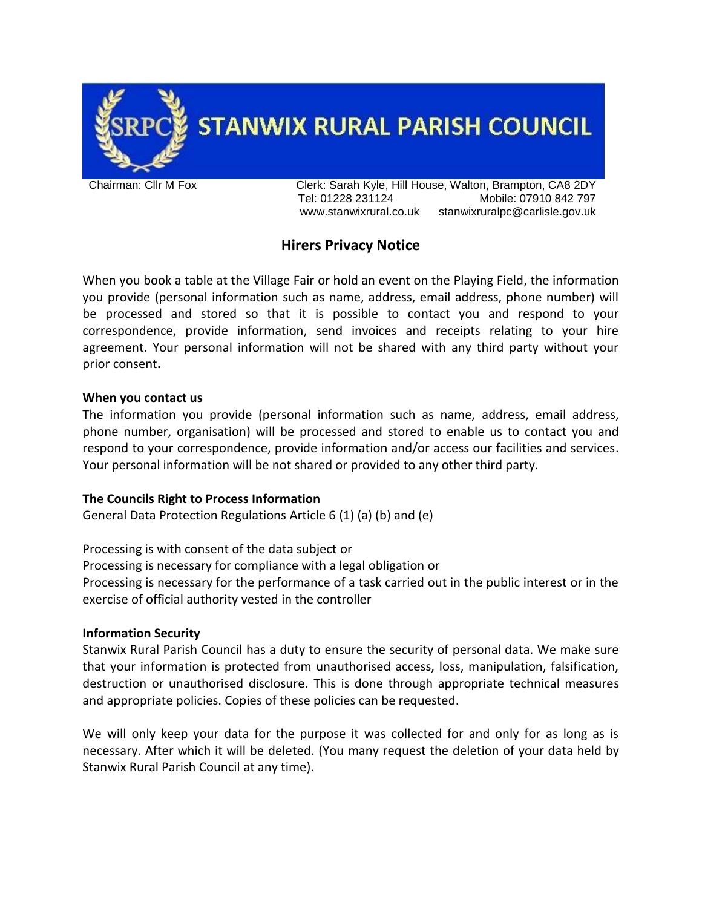# STANWIX RURAL PARISH COUNCIL

Chairman: Cllr M Fox

Clerk: Sarah Kyle, Hill House, Walton, Brampton, CA8 2DY
Tel: 01228 231124 Mobile: 07910 842 797
www.stanwixrural.co.uk stanwixruralpc@carlisle.gov.uk

## Hirers Privacy Notice

When you book a table at the Village Fair or hold an event on the Playing Field, the information you provide (personal information such as name, address, email address, phone number) will be processed and stored so that it is possible to contact you and respond to your correspondence, provide information, send invoices and receipts relating to your hire agreement. Your personal information will not be shared with any third party without your prior consent**.**

**When you contact us**

The information you provide (personal information such as name, address, email address, phone number, organisation) will be processed and stored to enable us to contact you and respond to your correspondence, provide information and/or access our facilities and services. Your personal information will be not shared or provided to any other third party.

**The Councils Right to Process Information**

General Data Protection Regulations Article 6 (1) (a) (b) and (e)

Processing is with consent of the data subject or
Processing is necessary for compliance with a legal obligation or
Processing is necessary for the performance of a task carried out in the public interest or in the exercise of official authority vested in the controller

**Information Security**

Stanwix Rural Parish Council has a duty to ensure the security of personal data. We make sure that your information is protected from unauthorised access, loss, manipulation, falsification, destruction or unauthorised disclosure. This is done through appropriate technical measures and appropriate policies. Copies of these policies can be requested.

We will only keep your data for the purpose it was collected for and only for as long as is necessary. After which it will be deleted. (You many request the deletion of your data held by Stanwix Rural Parish Council at any time).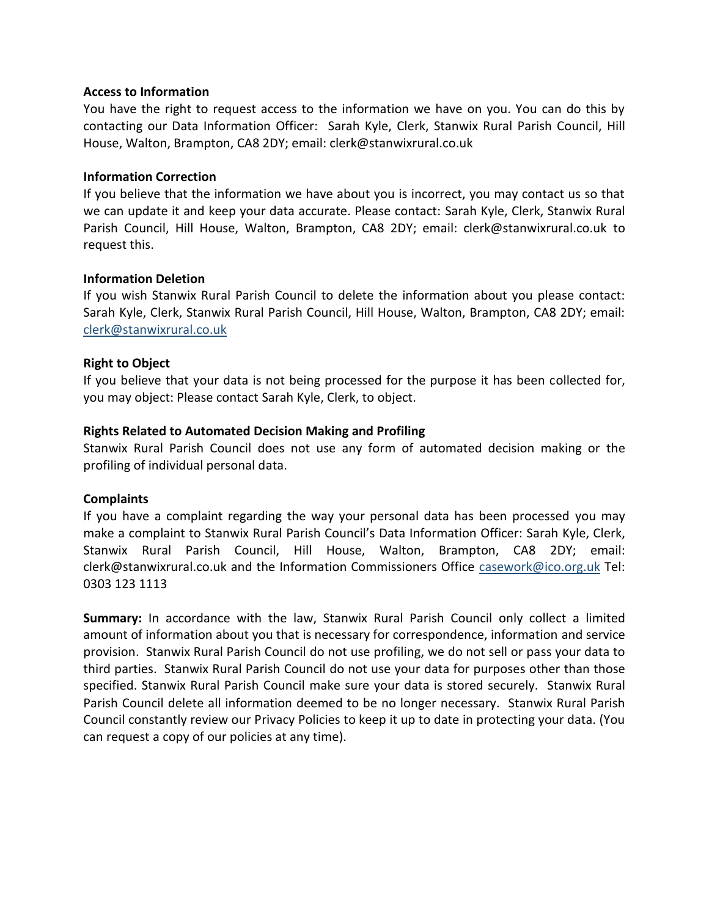**Access to Information**

You have the right to request access to the information we have on you. You can do this by contacting our Data Information Officer: Sarah Kyle, Clerk, Stanwix Rural Parish Council, Hill House, Walton, Brampton, CA8 2DY; email: clerk@stanwixrural.co.uk

**Information Correction**

If you believe that the information we have about you is incorrect, you may contact us so that we can update it and keep your data accurate. Please contact: Sarah Kyle, Clerk, Stanwix Rural Parish Council, Hill House, Walton, Brampton, CA8 2DY; email: clerk@stanwixrural.co.uk to request this.

**Information Deletion**

If you wish Stanwix Rural Parish Council to delete the information about you please contact: Sarah Kyle, Clerk, Stanwix Rural Parish Council, Hill House, Walton, Brampton, CA8 2DY; email: clerk@stanwixrural.co.uk

**Right to Object**

If you believe that your data is not being processed for the purpose it has been collected for, you may object: Please contact Sarah Kyle, Clerk, to object.

**Rights Related to Automated Decision Making and Profiling**

Stanwix Rural Parish Council does not use any form of automated decision making or the profiling of individual personal data.

**Complaints**

If you have a complaint regarding the way your personal data has been processed you may make a complaint to Stanwix Rural Parish Council's Data Information Officer: Sarah Kyle, Clerk, Stanwix Rural Parish Council, Hill House, Walton, Brampton, CA8 2DY; email: clerk@stanwixrural.co.uk and the Information Commissioners Office casework@ico.org.uk Tel: 0303 123 1113

**Summary:** In accordance with the law, Stanwix Rural Parish Council only collect a limited amount of information about you that is necessary for correspondence, information and service provision. Stanwix Rural Parish Council do not use profiling, we do not sell or pass your data to third parties. Stanwix Rural Parish Council do not use your data for purposes other than those specified. Stanwix Rural Parish Council make sure your data is stored securely. Stanwix Rural Parish Council delete all information deemed to be no longer necessary. Stanwix Rural Parish Council constantly review our Privacy Policies to keep it up to date in protecting your data. (You can request a copy of our policies at any time).